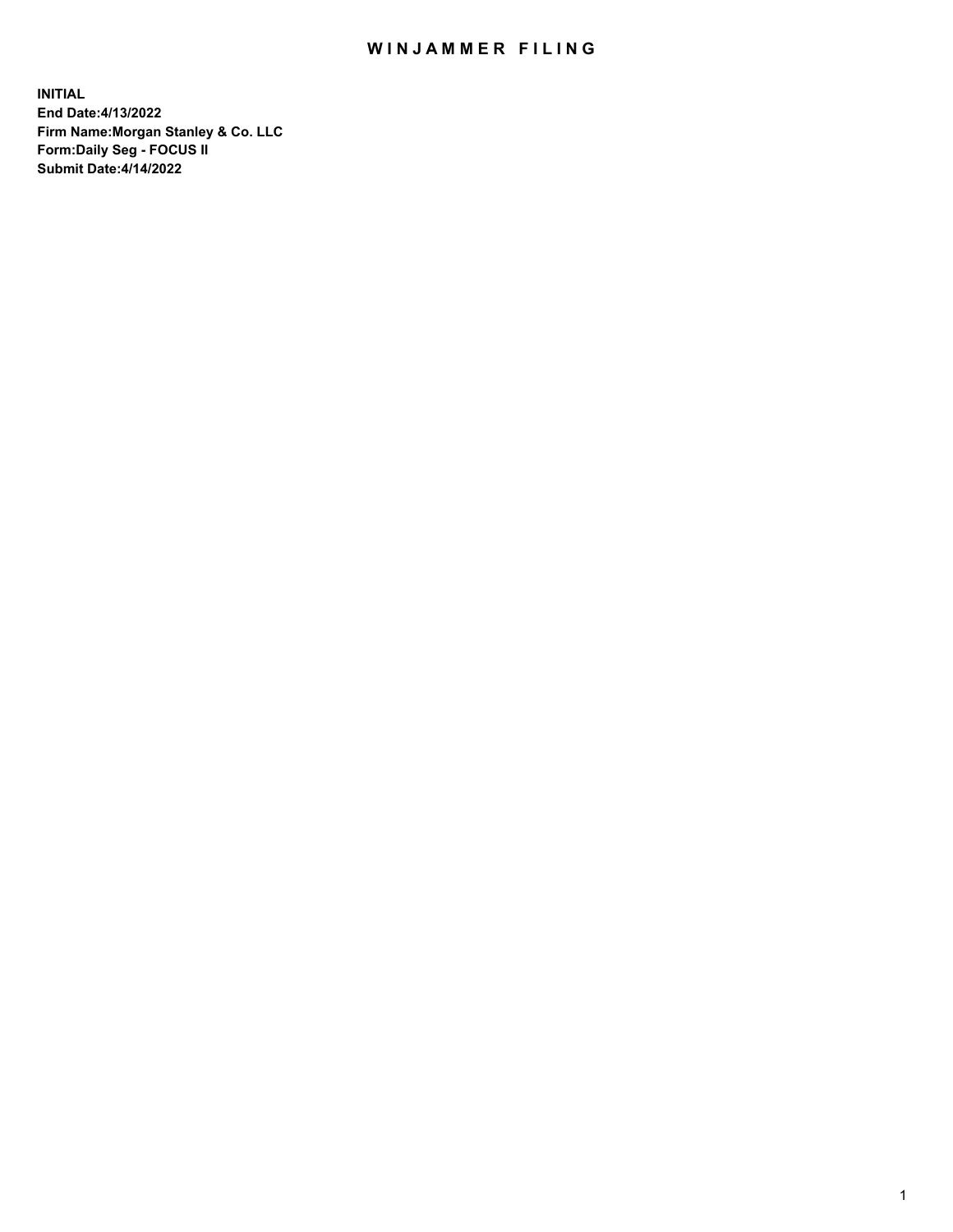# WINJAMMER FILING

**INITIAL**
**End Date:4/13/2022**
**Firm Name:Morgan Stanley & Co. LLC**
**Form:Daily Seg - FOCUS II**
**Submit Date:4/14/2022**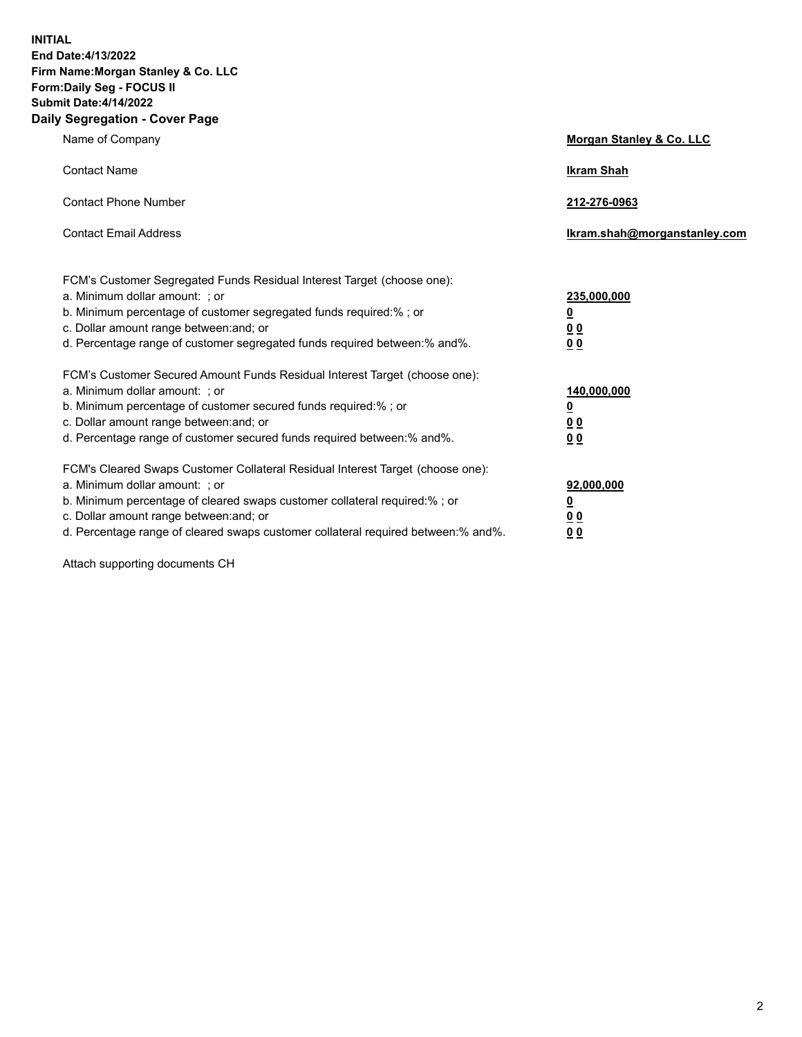**INITIAL**
**End Date:4/13/2022**
**Firm Name:Morgan Stanley & Co. LLC**
**Form:Daily Seg - FOCUS II**
**Submit Date:4/14/2022**

## Daily Segregation - Cover Page

| | |
|---|---|
| Name of Company | **Morgan Stanley & Co. LLC** |
| Contact Name | **Ikram Shah** |
| Contact Phone Number | **212-276-0963** |
| Contact Email Address | **Ikram.shah@morganstanley.com** |

| | |
|---|---|
| FCM's Customer Segregated Funds Residual Interest Target (choose one): | |
| a. Minimum dollar amount: ; or | **235,000,000** |
| b. Minimum percentage of customer segregated funds required:% ; or | **0** |
| c. Dollar amount range between:and; or | **0 0** |
| d. Percentage range of customer segregated funds required between:% and%. | **0 0** |
| FCM's Customer Secured Amount Funds Residual Interest Target (choose one): | |
| a. Minimum dollar amount: ; or | **140,000,000** |
| b. Minimum percentage of customer secured funds required:% ; or | **0** |
| c. Dollar amount range between:and; or | **0 0** |
| d. Percentage range of customer secured funds required between:% and%. | **0 0** |
| FCM's Cleared Swaps Customer Collateral Residual Interest Target (choose one): | |
| a. Minimum dollar amount: ; or | **92,000,000** |
| b. Minimum percentage of cleared swaps customer collateral required:% ; or | **0** |
| c. Dollar amount range between:and; or | **0 0** |
| d. Percentage range of cleared swaps customer collateral required between:% and%. | **0 0** |

Attach supporting documents CH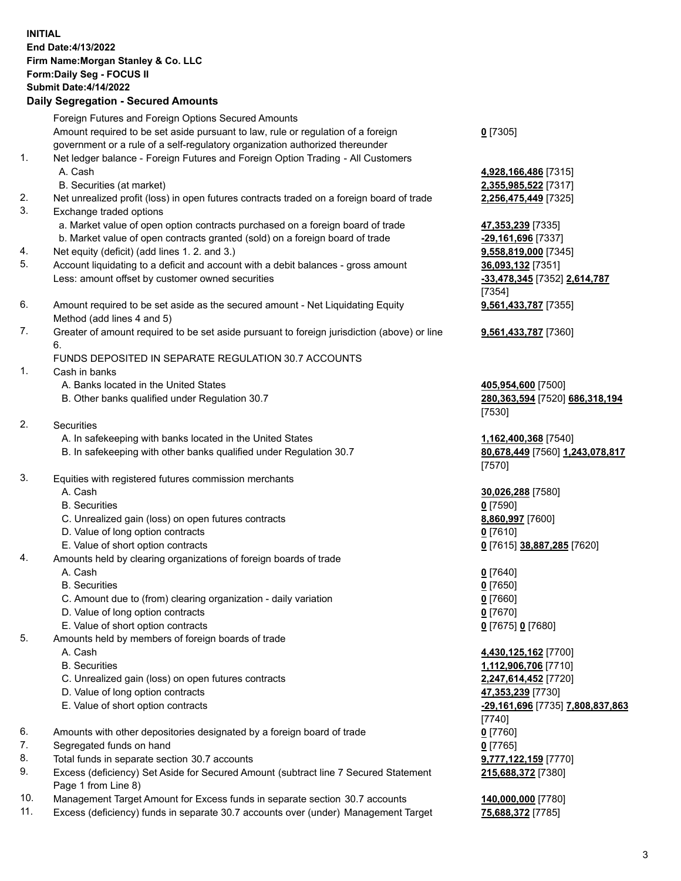**INITIAL**
**End Date:4/13/2022**
**Firm Name:Morgan Stanley & Co. LLC**
**Form:Daily Seg - FOCUS II**
**Submit Date:4/14/2022**

### Daily Segregation - Secured Amounts

| | | |
|---|---|---|
| | Foreign Futures and Foreign Options Secured Amounts | |
| | Amount required to be set aside pursuant to law, rule or regulation of a foreign government or a rule of a self-regulatory organization authorized thereunder | **0** [7305] |
| 1. | Net ledger balance - Foreign Futures and Foreign Option Trading - All Customers | |
| | A. Cash | **4,928,166,486** [7315] |
| | B. Securities (at market) | **2,355,985,522** [7317] |
| 2. | Net unrealized profit (loss) in open futures contracts traded on a foreign board of trade | **2,256,475,449** [7325] |
| 3. | Exchange traded options | |
| | a. Market value of open option contracts purchased on a foreign board of trade | **47,353,239** [7335] |
| | b. Market value of open contracts granted (sold) on a foreign board of trade | **-29,161,696** [7337] |
| 4. | Net equity (deficit) (add lines 1. 2. and 3.) | **9,558,819,000** [7345] |
| 5. | Account liquidating to a deficit and account with a debit balances - gross amount | **36,093,132** [7351] |
| | Less: amount offset by customer owned securities | **-33,478,345** [7352] **2,614,787** [7354] |
| 6. | Amount required to be set aside as the secured amount - Net Liquidating Equity Method (add lines 4 and 5) | **9,561,433,787** [7355] |
| 7. | Greater of amount required to be set aside pursuant to foreign jurisdiction (above) or line 6. | **9,561,433,787** [7360] |
| | FUNDS DEPOSITED IN SEPARATE REGULATION 30.7 ACCOUNTS | |
| 1. | Cash in banks | |
| | A. Banks located in the United States | **405,954,600** [7500] |
| | B. Other banks qualified under Regulation 30.7 | **280,363,594** [7520] **686,318,194** [7530] |
| 2. | Securities | |
| | A. In safekeeping with banks located in the United States | **1,162,400,368** [7540] |
| | B. In safekeeping with other banks qualified under Regulation 30.7 | **80,678,449** [7560] **1,243,078,817** [7570] |
| 3. | Equities with registered futures commission merchants | |
| | A. Cash | **30,026,288** [7580] |
| | B. Securities | **0** [7590] |
| | C. Unrealized gain (loss) on open futures contracts | **8,860,997** [7600] |
| | D. Value of long option contracts | **0** [7610] |
| | E. Value of short option contracts | **0** [7615] **38,887,285** [7620] |
| 4. | Amounts held by clearing organizations of foreign boards of trade | |
| | A. Cash | **0** [7640] |
| | B. Securities | **0** [7650] |
| | C. Amount due to (from) clearing organization - daily variation | **0** [7660] |
| | D. Value of long option contracts | **0** [7670] |
| | E. Value of short option contracts | **0** [7675] **0** [7680] |
| 5. | Amounts held by members of foreign boards of trade | |
| | A. Cash | **4,430,125,162** [7700] |
| | B. Securities | **1,112,906,706** [7710] |
| | C. Unrealized gain (loss) on open futures contracts | **2,247,614,452** [7720] |
| | D. Value of long option contracts | **47,353,239** [7730] |
| | E. Value of short option contracts | **-29,161,696** [7735] **7,808,837,863** [7740] |
| 6. | Amounts with other depositories designated by a foreign board of trade | **0** [7760] |
| 7. | Segregated funds on hand | **0** [7765] |
| 8. | Total funds in separate section 30.7 accounts | **9,777,122,159** [7770] |
| 9. | Excess (deficiency) Set Aside for Secured Amount (subtract line 7 Secured Statement Page 1 from Line 8) | **215,688,372** [7380] |
| 10. | Management Target Amount for Excess funds in separate section 30.7 accounts | **140,000,000** [7780] |
| 11. | Excess (deficiency) funds in separate 30.7 accounts over (under) Management Target | **75,688,372** [7785] |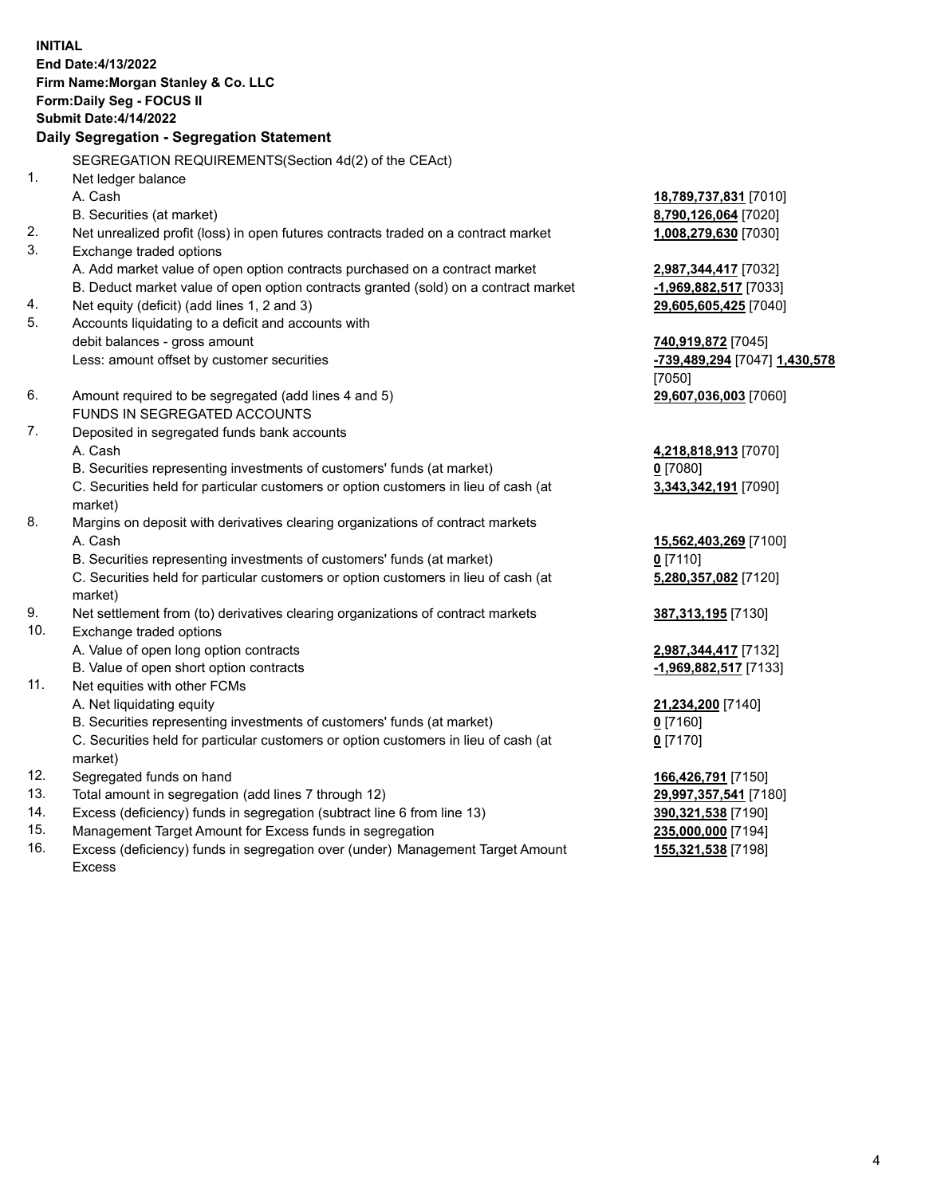**INITIAL**
**End Date:4/13/2022**
**Firm Name:Morgan Stanley & Co. LLC**
**Form:Daily Seg - FOCUS II**
**Submit Date:4/14/2022**

## Daily Segregation - Segregation Statement

SEGREGATION REQUIREMENTS(Section 4d(2) of the CEAct)

| | | |
|---|---|---|
| 1. | Net ledger balance | |
| | A. Cash | **18,789,737,831** [7010] |
| | B. Securities (at market) | **8,790,126,064** [7020] |
| 2. | Net unrealized profit (loss) in open futures contracts traded on a contract market | **1,008,279,630** [7030] |
| 3. | Exchange traded options | |
| | A. Add market value of open option contracts purchased on a contract market | **2,987,344,417** [7032] |
| | B. Deduct market value of open option contracts granted (sold) on a contract market | **-1,969,882,517** [7033] |
| 4. | Net equity (deficit) (add lines 1, 2 and 3) | **29,605,605,425** [7040] |
| 5. | Accounts liquidating to a deficit and accounts with debit balances - gross amount | **740,919,872** [7045] |
| | Less: amount offset by customer securities | **-739,489,294** [7047] **1,430,578** [7050] |
| 6. | Amount required to be segregated (add lines 4 and 5) | **29,607,036,003** [7060] |
| | FUNDS IN SEGREGATED ACCOUNTS | |
| 7. | Deposited in segregated funds bank accounts | |
| | A. Cash | **4,218,818,913** [7070] |
| | B. Securities representing investments of customers' funds (at market) | **0** [7080] |
| | C. Securities held for particular customers or option customers in lieu of cash (at market) | **3,343,342,191** [7090] |
| 8. | Margins on deposit with derivatives clearing organizations of contract markets | |
| | A. Cash | **15,562,403,269** [7100] |
| | B. Securities representing investments of customers' funds (at market) | **0** [7110] |
| | C. Securities held for particular customers or option customers in lieu of cash (at market) | **5,280,357,082** [7120] |
| 9. | Net settlement from (to) derivatives clearing organizations of contract markets | **387,313,195** [7130] |
| 10. | Exchange traded options | |
| | A. Value of open long option contracts | **2,987,344,417** [7132] |
| | B. Value of open short option contracts | **-1,969,882,517** [7133] |
| 11. | Net equities with other FCMs | |
| | A. Net liquidating equity | **21,234,200** [7140] |
| | B. Securities representing investments of customers' funds (at market) | **0** [7160] |
| | C. Securities held for particular customers or option customers in lieu of cash (at market) | **0** [7170] |
| 12. | Segregated funds on hand | **166,426,791** [7150] |
| 13. | Total amount in segregation (add lines 7 through 12) | **29,997,357,541** [7180] |
| 14. | Excess (deficiency) funds in segregation (subtract line 6 from line 13) | **390,321,538** [7190] |
| 15. | Management Target Amount for Excess funds in segregation | **235,000,000** [7194] |
| 16. | Excess (deficiency) funds in segregation over (under) Management Target Amount Excess | **155,321,538** [7198] |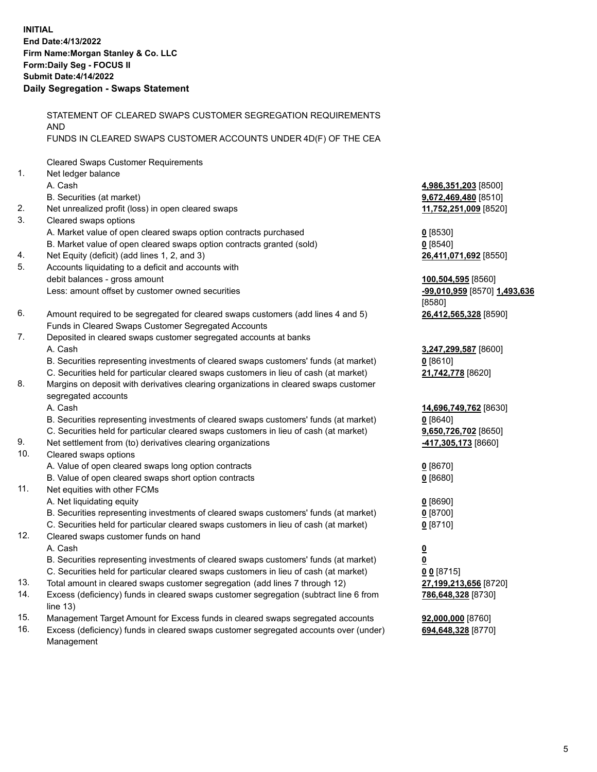**INITIAL**
**End Date:4/13/2022**
**Firm Name:Morgan Stanley & Co. LLC**
**Form:Daily Seg - FOCUS II**
**Submit Date:4/14/2022**
**Daily Segregation - Swaps Statement**

STATEMENT OF CLEARED SWAPS CUSTOMER SEGREGATION REQUIREMENTS AND
FUNDS IN CLEARED SWAPS CUSTOMER ACCOUNTS UNDER 4D(F) OF THE CEA

| | | |
|---|---|---|
| | Cleared Swaps Customer Requirements | |
| 1. | Net ledger balance | |
| | A. Cash | **4,986,351,203** [8500] |
| | B. Securities (at market) | **9,672,469,480** [8510] |
| 2. | Net unrealized profit (loss) in open cleared swaps | **11,752,251,009** [8520] |
| 3. | Cleared swaps options | |
| | A. Market value of open cleared swaps option contracts purchased | **0** [8530] |
| | B. Market value of open cleared swaps option contracts granted (sold) | **0** [8540] |
| 4. | Net Equity (deficit) (add lines 1, 2, and 3) | **26,411,071,692** [8550] |
| 5. | Accounts liquidating to a deficit and accounts with debit balances - gross amount | **100,504,595** [8560] |
| | Less: amount offset by customer owned securities | **-99,010,959** [8570] **1,493,636** [8580] |
| 6. | Amount required to be segregated for cleared swaps customers (add lines 4 and 5) | **26,412,565,328** [8590] |
| | Funds in Cleared Swaps Customer Segregated Accounts | |
| 7. | Deposited in cleared swaps customer segregated accounts at banks | |
| | A. Cash | **3,247,299,587** [8600] |
| | B. Securities representing investments of cleared swaps customers' funds (at market) | **0** [8610] |
| | C. Securities held for particular cleared swaps customers in lieu of cash (at market) | **21,742,778** [8620] |
| 8. | Margins on deposit with derivatives clearing organizations in cleared swaps customer segregated accounts | |
| | A. Cash | **14,696,749,762** [8630] |
| | B. Securities representing investments of cleared swaps customers' funds (at market) | **0** [8640] |
| | C. Securities held for particular cleared swaps customers in lieu of cash (at market) | **9,650,726,702** [8650] |
| 9. | Net settlement from (to) derivatives clearing organizations | **-417,305,173** [8660] |
| 10. | Cleared swaps options | |
| | A. Value of open cleared swaps long option contracts | **0** [8670] |
| | B. Value of open cleared swaps short option contracts | **0** [8680] |
| 11. | Net equities with other FCMs | |
| | A. Net liquidating equity | **0** [8690] |
| | B. Securities representing investments of cleared swaps customers' funds (at market) | **0** [8700] |
| | C. Securities held for particular cleared swaps customers in lieu of cash (at market) | **0** [8710] |
| 12. | Cleared swaps customer funds on hand | |
| | A. Cash | **0** |
| | B. Securities representing investments of cleared swaps customers' funds (at market) | **0** |
| | C. Securities held for particular cleared swaps customers in lieu of cash (at market) | **0** **0** [8715] |
| 13. | Total amount in cleared swaps customer segregation (add lines 7 through 12) | **27,199,213,656** [8720] |
| 14. | Excess (deficiency) funds in cleared swaps customer segregation (subtract line 6 from line 13) | **786,648,328** [8730] |
| 15. | Management Target Amount for Excess funds in cleared swaps segregated accounts | **92,000,000** [8760] |
| 16. | Excess (deficiency) funds in cleared swaps customer segregated accounts over (under) Management | **694,648,328** [8770] |